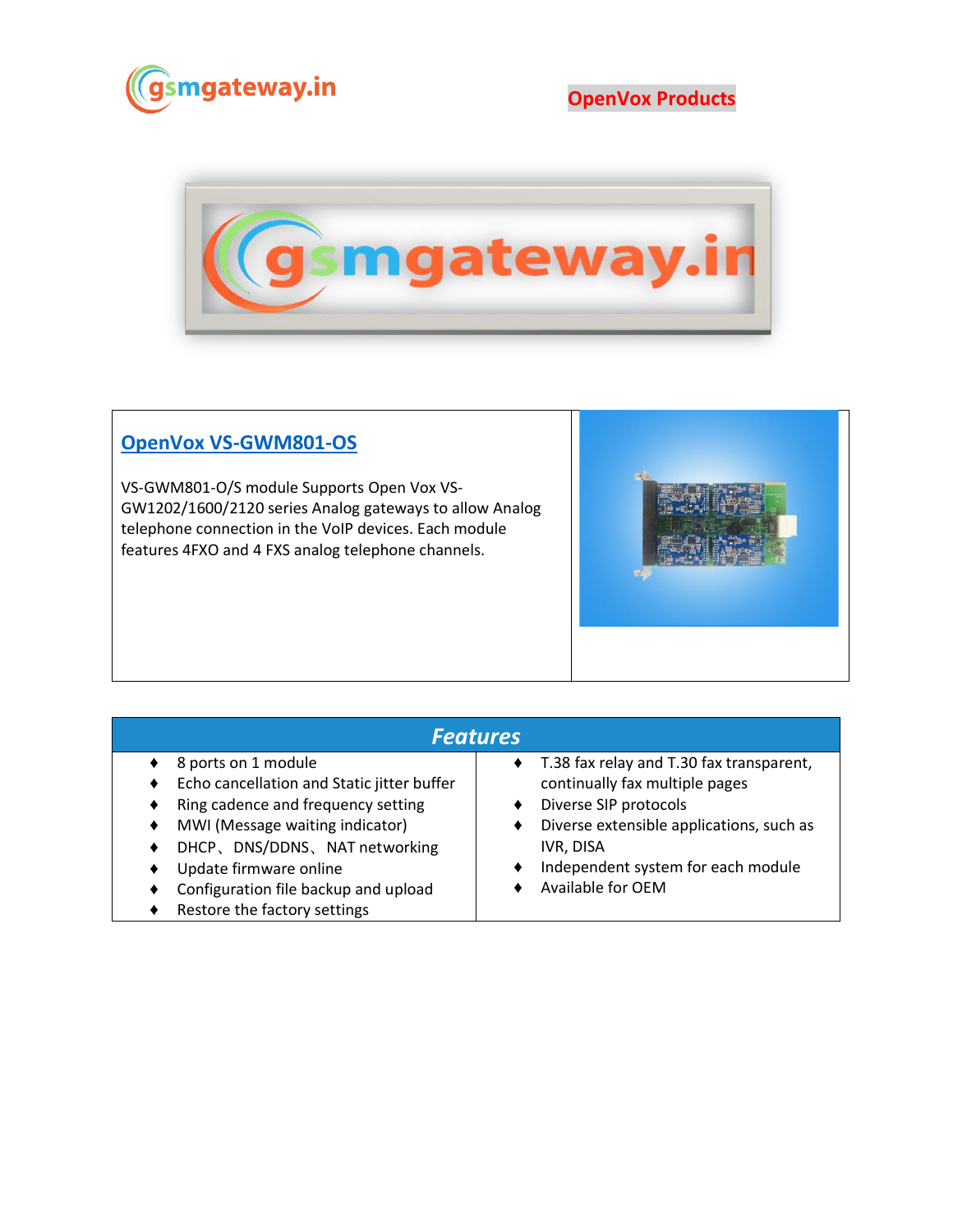gsmgateway.in

OpenVox Products

## OpenVox VS-GWM801-OS

VS-GWM801-O/S module Supports Open Vox VS-GW1202/1600/2120 series Analog gateways to allow Analog telephone connection in the VoIP devices. Each module features 4FXO and 4 FXS analog telephone channels.

## *Features*

- 8 ports on 1 module
- Echo cancellation and Static jitter buffer
- Ring cadence and frequency setting
- MWI (Message waiting indicator)
- DHCP、DNS/DDNS、NAT networking
- Update firmware online
- Configuration file backup and upload
- Restore the factory settings
- T.38 fax relay and T.30 fax transparent, continually fax multiple pages
- Diverse SIP protocols
- Diverse extensible applications, such as IVR, DISA
- Independent system for each module
- Available for OEM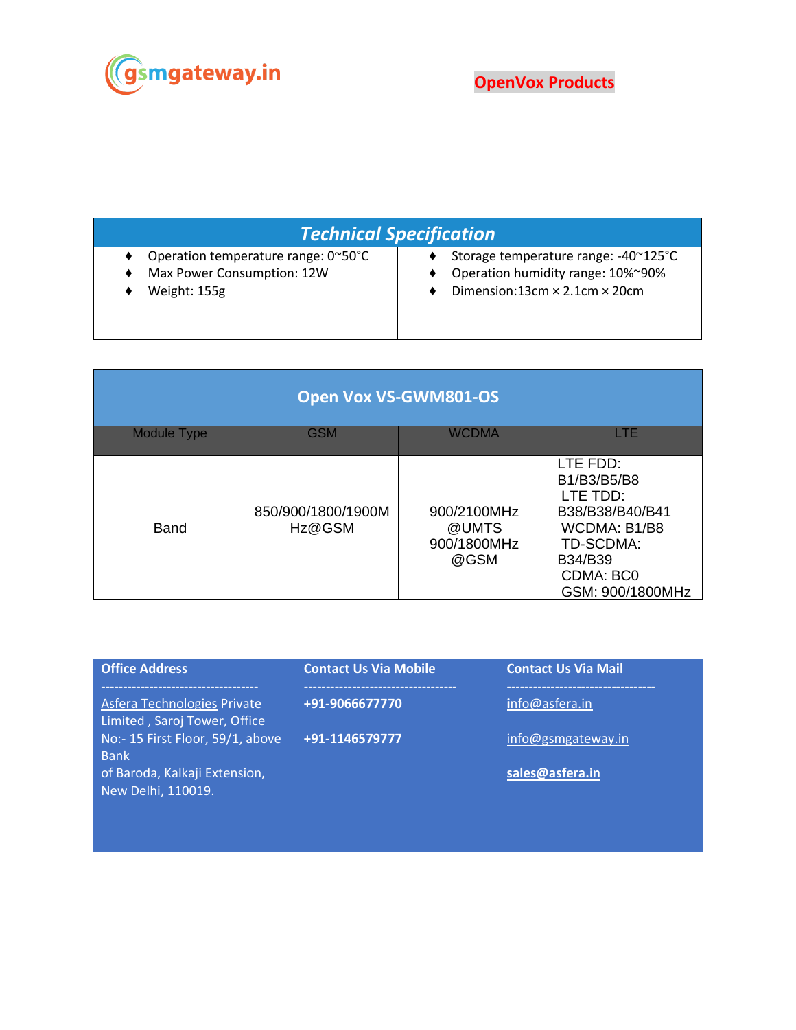gsmgateway.in

OpenVox Products

## Technical Specification

- Operation temperature range: 0~50°C
- Max Power Consumption: 12W
- Weight: 155g
- Storage temperature range: -40~125°C
- Operation humidity range: 10%~90%
- Dimension:13cm × 2.1cm × 20cm

## Open Vox VS-GWM801-OS

| Module Type | GSM | WCDMA | LTE |
|---|---|---|---|
| Band | 850/900/1800/1900MHz@GSM | 900/2100MHz @UMTS 900/1800MHz @GSM | LTE FDD: B1/B3/B5/B8 LTE TDD: B38/B38/B40/B41 WCDMA: B1/B8 TD-SCDMA: B34/B39 CDMA: BC0 GSM: 900/1800MHz |

**Office Address**

-----------------------------------

Asfera Technologies Private Limited , Saroj Tower, Office No:- 15 First Floor, 59/1, above Bank of Baroda, Kalkaji Extension, New Delhi, 110019.

**Contact Us Via Mobile**

-----------------------------------

**+91-9066677770**

**+91-1146579777**

**Contact Us Via Mail**

-----------------------------------

info@asfera.in

info@gsmgateway.in

**sales@asfera.in**